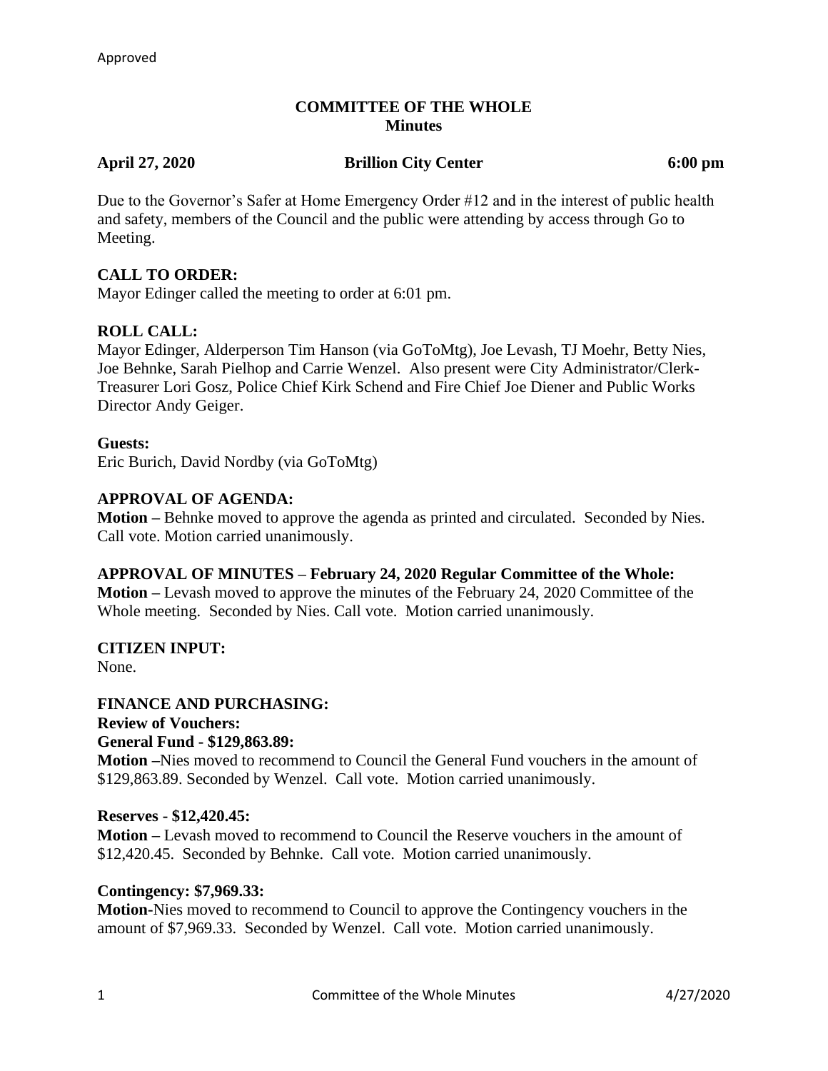Approved

# COMMITTEE OF THE WHOLE
## Minutes

**April 27, 2020** **Brillion City Center** **6:00 pm**

Due to the Governor's Safer at Home Emergency Order #12 and in the interest of public health and safety, members of the Council and the public were attending by access through Go to Meeting.

**CALL TO ORDER:**
Mayor Edinger called the meeting to order at 6:01 pm.

**ROLL CALL:**
Mayor Edinger, Alderperson Tim Hanson (via GoToMtg), Joe Levash, TJ Moehr, Betty Nies, Joe Behnke, Sarah Pielhop and Carrie Wenzel. Also present were City Administrator/Clerk-Treasurer Lori Gosz, Police Chief Kirk Schend and Fire Chief Joe Diener and Public Works Director Andy Geiger.

**Guests:**
Eric Burich, David Nordby (via GoToMtg)

**APPROVAL OF AGENDA:**
**Motion –** Behnke moved to approve the agenda as printed and circulated. Seconded by Nies. Call vote. Motion carried unanimously.

**APPROVAL OF MINUTES – February 24, 2020 Regular Committee of the Whole:**
**Motion –** Levash moved to approve the minutes of the February 24, 2020 Committee of the Whole meeting. Seconded by Nies. Call vote. Motion carried unanimously.

**CITIZEN INPUT:**
None.

**FINANCE AND PURCHASING:**
**Review of Vouchers:**
**General Fund - $129,863.89:**
**Motion –**Nies moved to recommend to Council the General Fund vouchers in the amount of $129,863.89. Seconded by Wenzel. Call vote. Motion carried unanimously.

**Reserves - $12,420.45:**
**Motion –** Levash moved to recommend to Council the Reserve vouchers in the amount of $12,420.45. Seconded by Behnke. Call vote. Motion carried unanimously.

**Contingency: $7,969.33:**
**Motion-**Nies moved to recommend to Council to approve the Contingency vouchers in the amount of $7,969.33. Seconded by Wenzel. Call vote. Motion carried unanimously.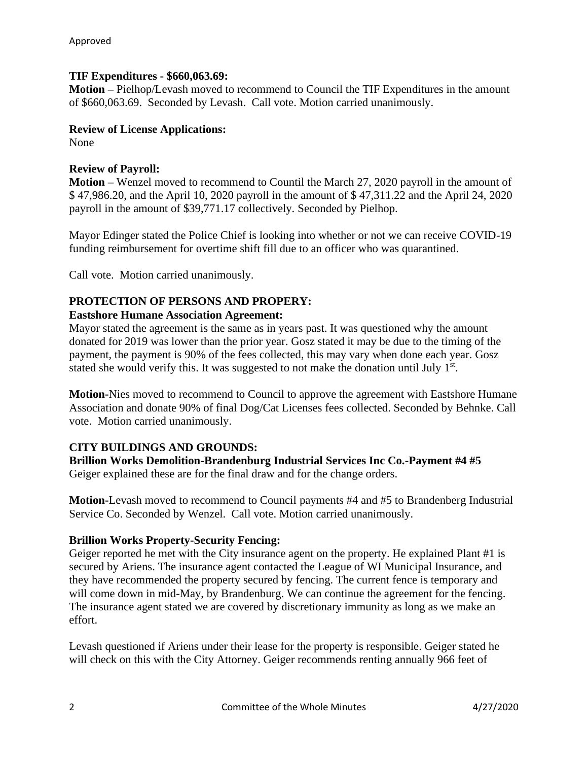Approved

**TIF Expenditures - $660,063.69:**
**Motion –** Pielhop/Levash moved to recommend to Council the TIF Expenditures in the amount of $660,063.69. Seconded by Levash. Call vote. Motion carried unanimously.

**Review of License Applications:**
None

**Review of Payroll:**
**Motion –** Wenzel moved to recommend to Countil the March 27, 2020 payroll in the amount of $ 47,986.20, and the April 10, 2020 payroll in the amount of $ 47,311.22 and the April 24, 2020 payroll in the amount of $39,771.17 collectively. Seconded by Pielhop.

Mayor Edinger stated the Police Chief is looking into whether or not we can receive COVID-19 funding reimbursement for overtime shift fill due to an officer who was quarantined.

Call vote. Motion carried unanimously.

**PROTECTION OF PERSONS AND PROPERY:**
**Eastshore Humane Association Agreement:**
Mayor stated the agreement is the same as in years past. It was questioned why the amount donated for 2019 was lower than the prior year. Gosz stated it may be due to the timing of the payment, the payment is 90% of the fees collected, this may vary when done each year. Gosz stated she would verify this. It was suggested to not make the donation until July 1st.

**Motion**-Nies moved to recommend to Council to approve the agreement with Eastshore Humane Association and donate 90% of final Dog/Cat Licenses fees collected. Seconded by Behnke. Call vote. Motion carried unanimously.

**CITY BUILDINGS AND GROUNDS:**
**Brillion Works Demolition-Brandenburg Industrial Services Inc Co.-Payment #4 #5**
Geiger explained these are for the final draw and for the change orders.

**Motion**-Levash moved to recommend to Council payments #4 and #5 to Brandenberg Industrial Service Co. Seconded by Wenzel. Call vote. Motion carried unanimously.

**Brillion Works Property-Security Fencing:**
Geiger reported he met with the City insurance agent on the property. He explained Plant #1 is secured by Ariens. The insurance agent contacted the League of WI Municipal Insurance, and they have recommended the property secured by fencing. The current fence is temporary and will come down in mid-May, by Brandenburg. We can continue the agreement for the fencing. The insurance agent stated we are covered by discretionary immunity as long as we make an effort.

Levash questioned if Ariens under their lease for the property is responsible. Geiger stated he will check on this with the City Attorney. Geiger recommends renting annually 966 feet of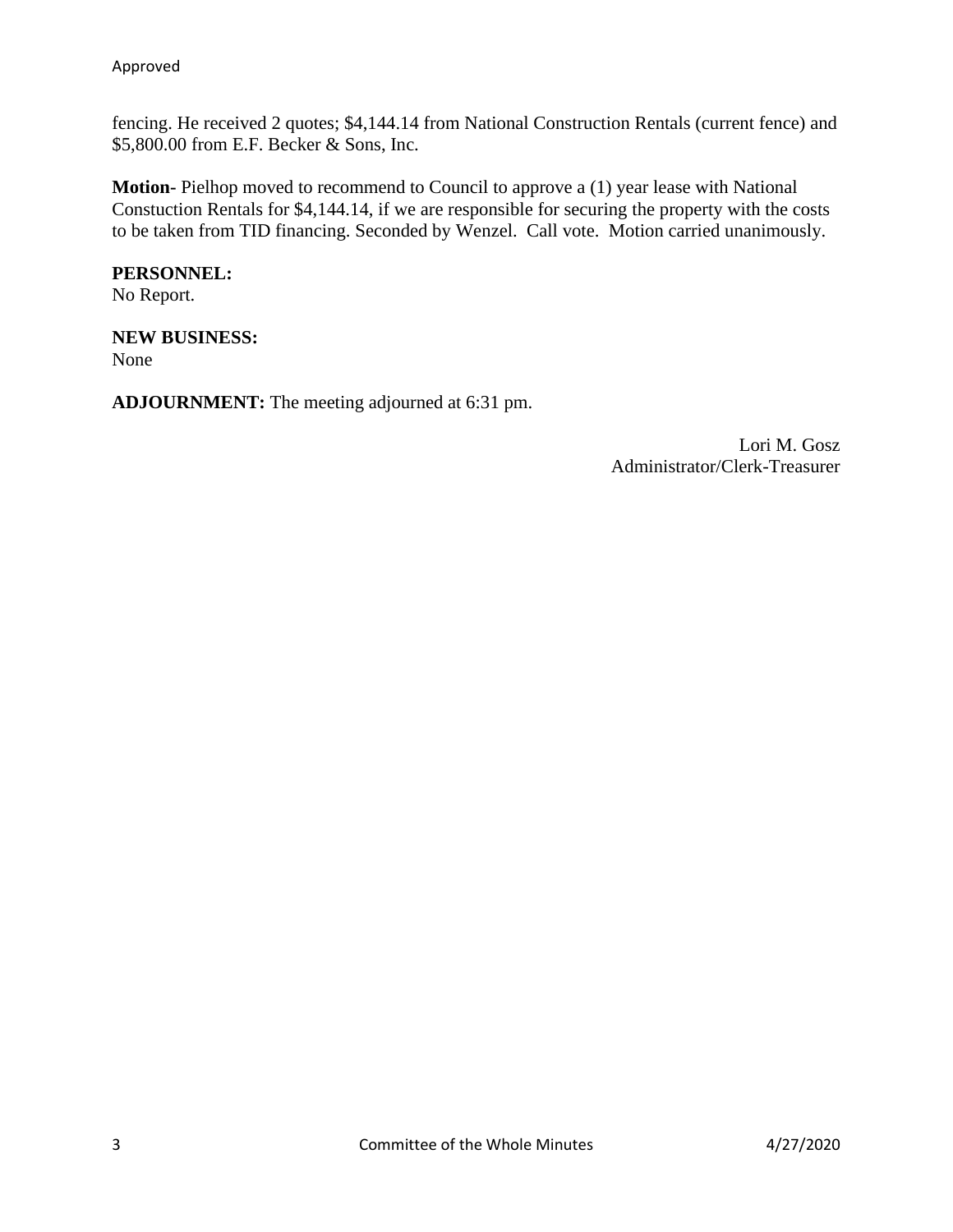fencing. He received 2 quotes; $4,144.14 from National Construction Rentals (current fence) and $5,800.00 from E.F. Becker & Sons, Inc.

**Motion-** Pielhop moved to recommend to Council to approve a (1) year lease with National Constuction Rentals for $4,144.14, if we are responsible for securing the property with the costs to be taken from TID financing. Seconded by Wenzel. Call vote. Motion carried unanimously.

**PERSONNEL:**
No Report.

**NEW BUSINESS:**
None

**ADJOURNMENT:** The meeting adjourned at 6:31 pm.

Lori M. Gosz
Administrator/Clerk-Treasurer